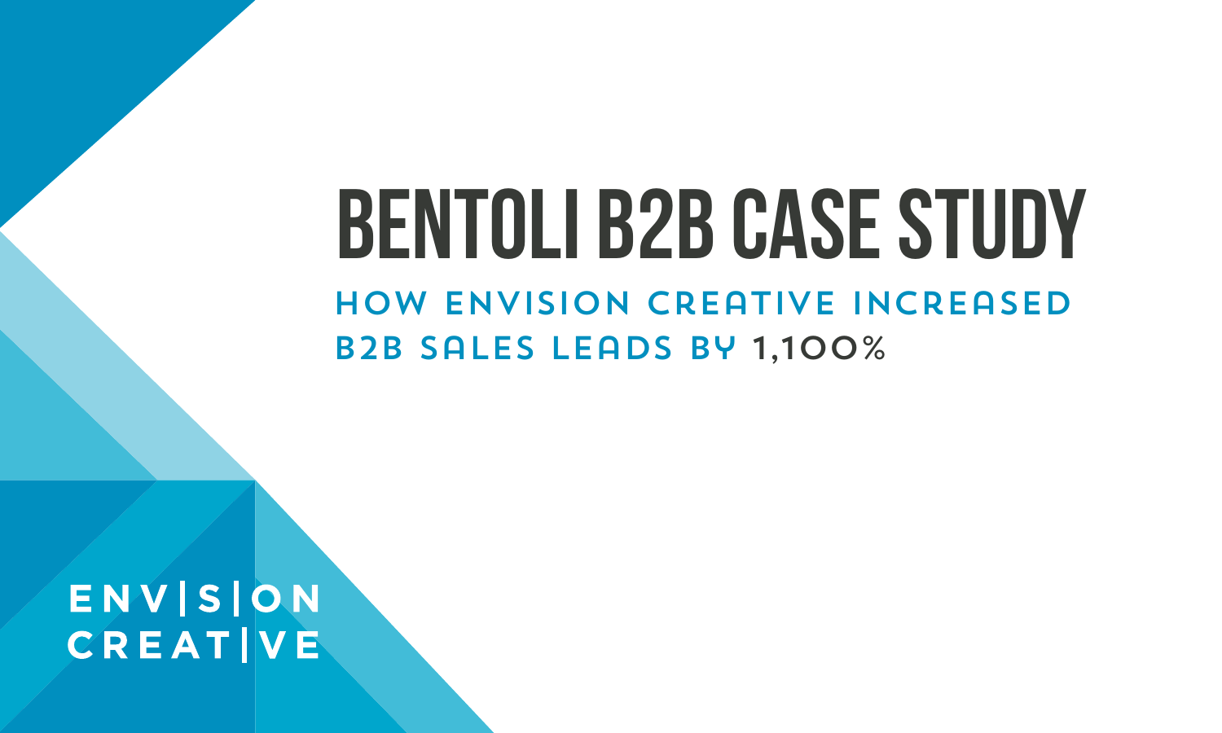# BENTOLI B2B CASE STUDY

## HOW ENVISION CREATIVE INCREASED B2B SALES LEADS BY 1,100%

ENVISION CREATIVE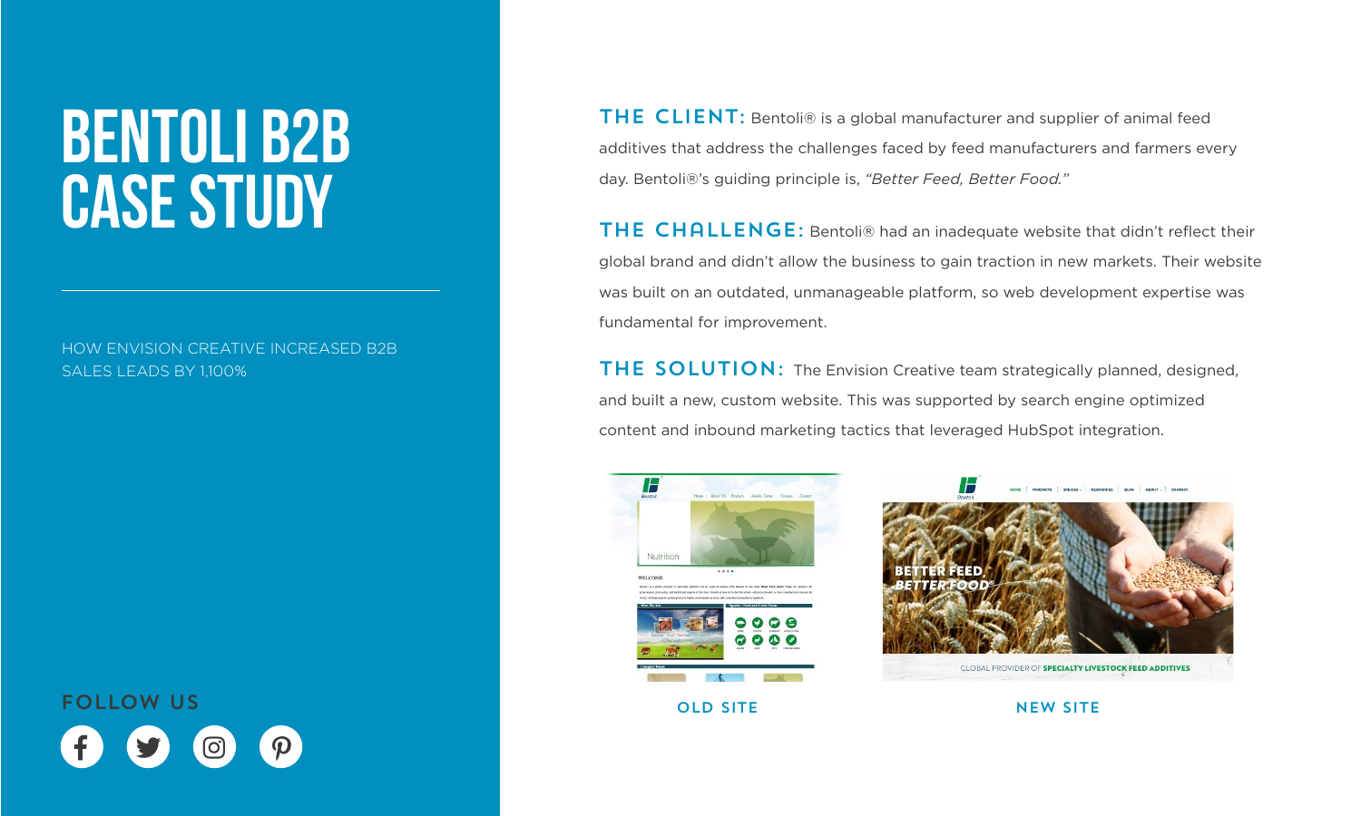# BENTOLI B2B CASE STUDY

HOW ENVISION CREATIVE INCREASED B2B SALES LEADS BY 1,100%

FOLLOW US

**THE CLIENT:** Bentoli® is a global manufacturer and supplier of animal feed additives that address the challenges faced by feed manufacturers and farmers every day. Bentoli®'s guiding principle is, *"Better Feed, Better Food."*

**THE CHALLENGE:** Bentoli® had an inadequate website that didn't reflect their global brand and didn't allow the business to gain traction in new markets. Their website was built on an outdated, unmanageable platform, so web development expertise was fundamental for improvement.

**THE SOLUTION:** The Envision Creative team strategically planned, designed, and built a new, custom website. This was supported by search engine optimized content and inbound marketing tactics that leveraged HubSpot integration.

OLD SITE

NEW SITE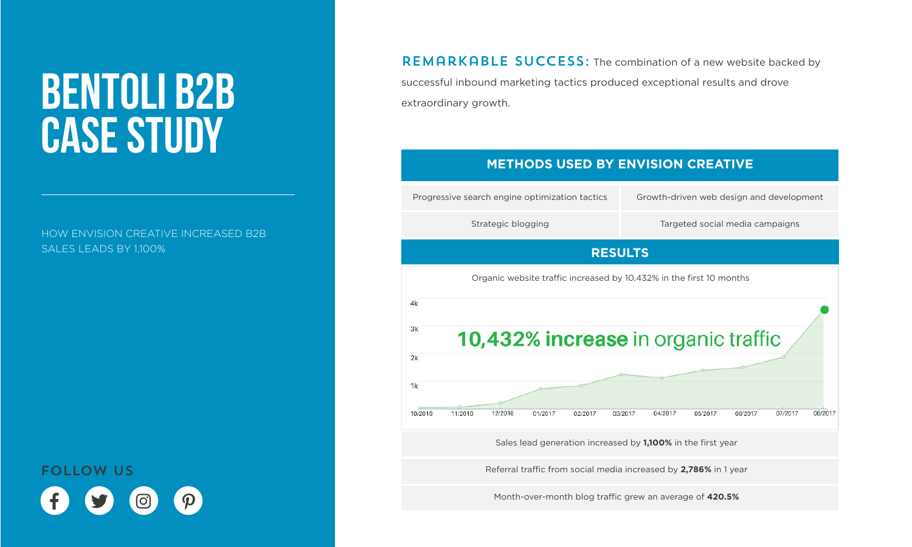# BENTOLI B2B CASE STUDY

HOW ENVISION CREATIVE INCREASED B2B SALES LEADS BY 1,100%

FOLLOW US

**REMARKABLE SUCCESS:** The combination of a new website backed by successful inbound marketing tactics produced exceptional results and drove extraordinary growth.

| METHODS USED BY ENVISION CREATIVE | |
|---|---|
| Progressive search engine optimization tactics | Growth-driven web design and development |
| Strategic blogging | Targeted social media campaigns |

## RESULTS

Organic website traffic increased by 10,432% in the first 10 months

**10,432% increase** in organic traffic

Sales lead generation increased by **1,100%** in the first year

Referral traffic from social media increased by **2,786%** in 1 year

Month-over-month blog traffic grew an average of **420.5%**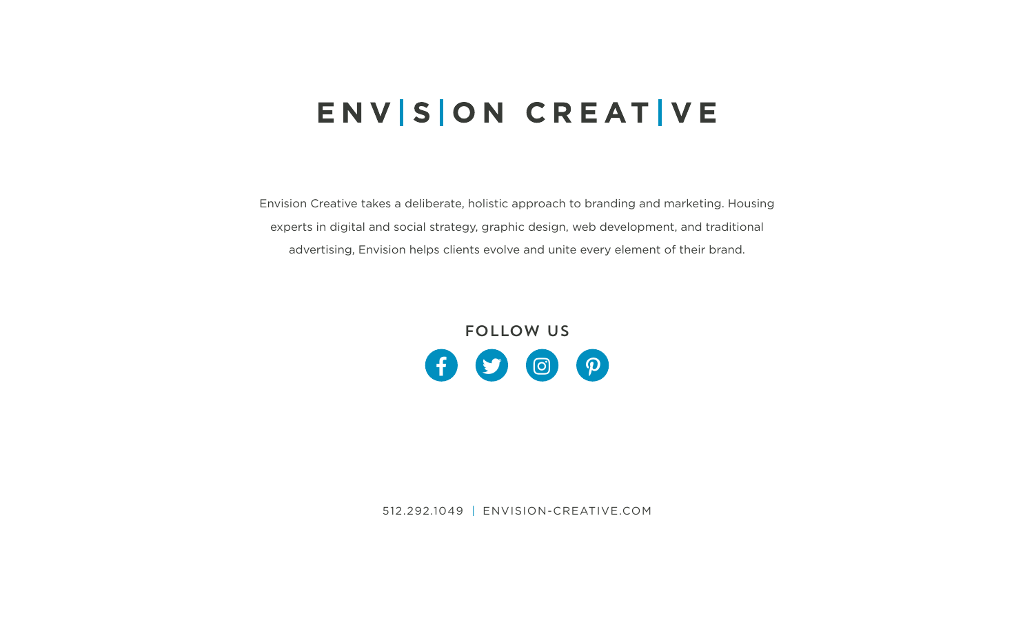# ENVISION CREATIVE

Envision Creative takes a deliberate, holistic approach to branding and marketing. Housing experts in digital and social strategy, graphic design, web development, and traditional advertising, Envision helps clients evolve and unite every element of their brand.

**FOLLOW US**

512.292.1049 | ENVISION-CREATIVE.COM